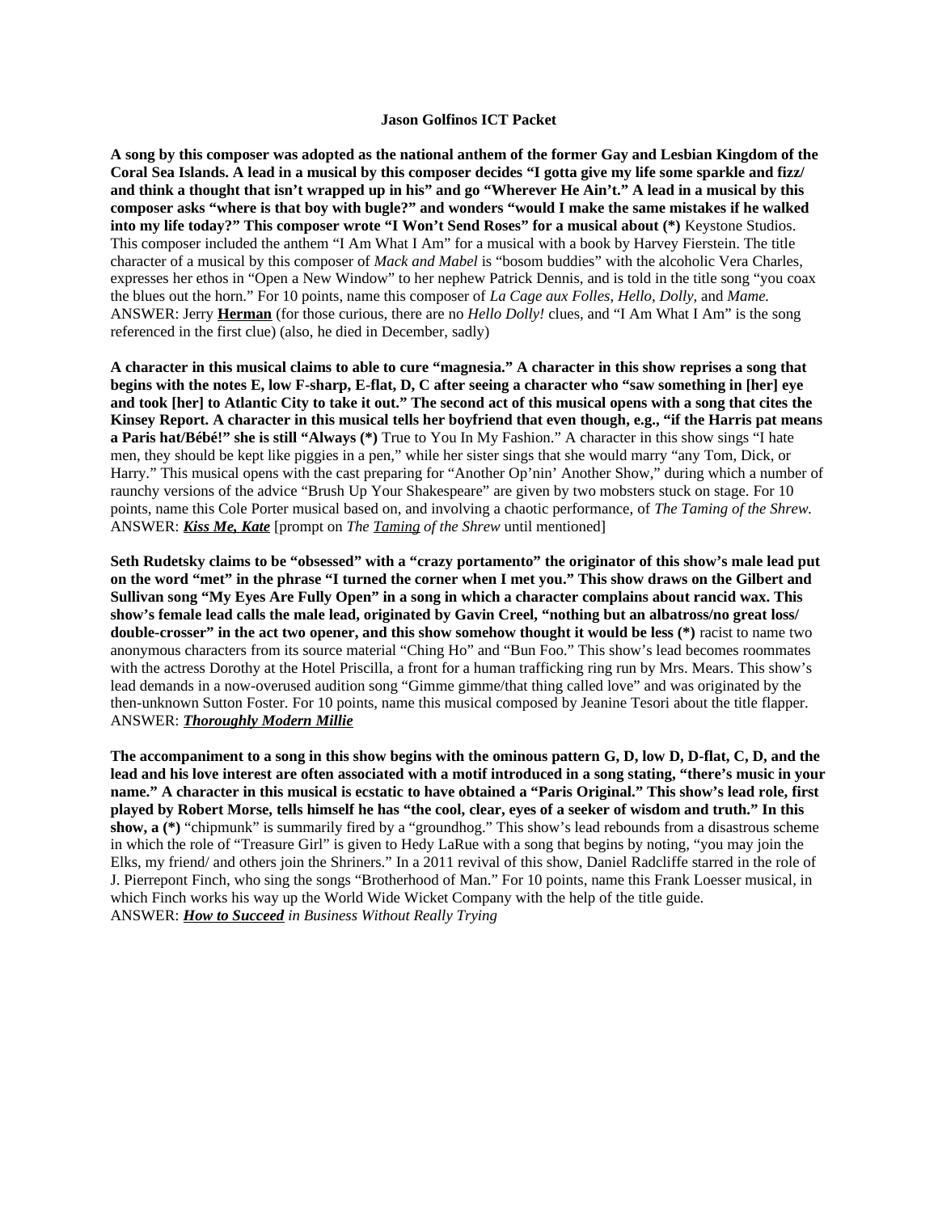**Jason Golfinos ICT Packet**

**A song by this composer was adopted as the national anthem of the former Gay and Lesbian Kingdom of the Coral Sea Islands. A lead in a musical by this composer decides "I gotta give my life some sparkle and fizz/ and think a thought that isn't wrapped up in his" and go "Wherever He Ain't." A lead in a musical by this composer asks "where is that boy with bugle?" and wonders "would I make the same mistakes if he walked into my life today?" This composer wrote "I Won't Send Roses" for a musical about (\*)** Keystone Studios. This composer included the anthem "I Am What I Am" for a musical with a book by Harvey Fierstein. The title character of a musical by this composer of *Mack and Mabel* is "bosom buddies" with the alcoholic Vera Charles, expresses her ethos in "Open a New Window" to her nephew Patrick Dennis, and is told in the title song "you coax the blues out the horn." For 10 points, name this composer of *La Cage aux Folles, Hello, Dolly,* and *Mame.*
ANSWER: Jerry **<u>Herman</u>** (for those curious, there are no *Hello Dolly!* clues, and "I Am What I Am" is the song referenced in the first clue) (also, he died in December, sadly)

**A character in this musical claims to able to cure "magnesia." A character in this show reprises a song that begins with the notes E, low F-sharp, E-flat, D, C after seeing a character who "saw something in [her] eye and took [her] to Atlantic City to take it out." The second act of this musical opens with a song that cites the Kinsey Report. A character in this musical tells her boyfriend that even though, e.g., "if the Harris pat means a Paris hat/Bébé!" she is still "Always (\*)** True to You In My Fashion." A character in this show sings "I hate men, they should be kept like piggies in a pen," while her sister sings that she would marry "any Tom, Dick, or Harry." This musical opens with the cast preparing for "Another Op'nin' Another Show," during which a number of raunchy versions of the advice "Brush Up Your Shakespeare" are given by two mobsters stuck on stage. For 10 points, name this Cole Porter musical based on, and involving a chaotic performance, of *The Taming of the Shrew.*
ANSWER: ***<u>Kiss Me, Kate</u>*** [prompt on *The <u>Taming</u> of the Shrew* until mentioned]

**Seth Rudetsky claims to be "obsessed" with a "crazy portamento" the originator of this show's male lead put on the word "met" in the phrase "I turned the corner when I met you." This show draws on the Gilbert and Sullivan song "My Eyes Are Fully Open" in a song in which a character complains about rancid wax. This show's female lead calls the male lead, originated by Gavin Creel, "nothing but an albatross/no great loss/ double-crosser" in the act two opener, and this show somehow thought it would be less (\*)** racist to name two anonymous characters from its source material "Ching Ho" and "Bun Foo." This show's lead becomes roommates with the actress Dorothy at the Hotel Priscilla, a front for a human trafficking ring run by Mrs. Mears. This show's lead demands in a now-overused audition song "Gimme gimme/that thing called love" and was originated by the then-unknown Sutton Foster. For 10 points, name this musical composed by Jeanine Tesori about the title flapper.
ANSWER: ***<u>Thoroughly Modern Millie</u>***

**The accompaniment to a song in this show begins with the ominous pattern G, D, low D, D-flat, C, D, and the lead and his love interest are often associated with a motif introduced in a song stating, "there's music in your name." A character in this musical is ecstatic to have obtained a "Paris Original." This show's lead role, first played by Robert Morse, tells himself he has "the cool, clear, eyes of a seeker of wisdom and truth." In this show, a (\*)** "chipmunk" is summarily fired by a "groundhog." This show's lead rebounds from a disastrous scheme in which the role of "Treasure Girl" is given to Hedy LaRue with a song that begins by noting, "you may join the Elks, my friend/ and others join the Shriners." In a 2011 revival of this show, Daniel Radcliffe starred in the role of J. Pierrepont Finch, who sing the songs "Brotherhood of Man." For 10 points, name this Frank Loesser musical, in which Finch works his way up the World Wide Wicket Company with the help of the title guide.
ANSWER: ***<u>How to Succeed</u>*** *in Business Without Really Trying*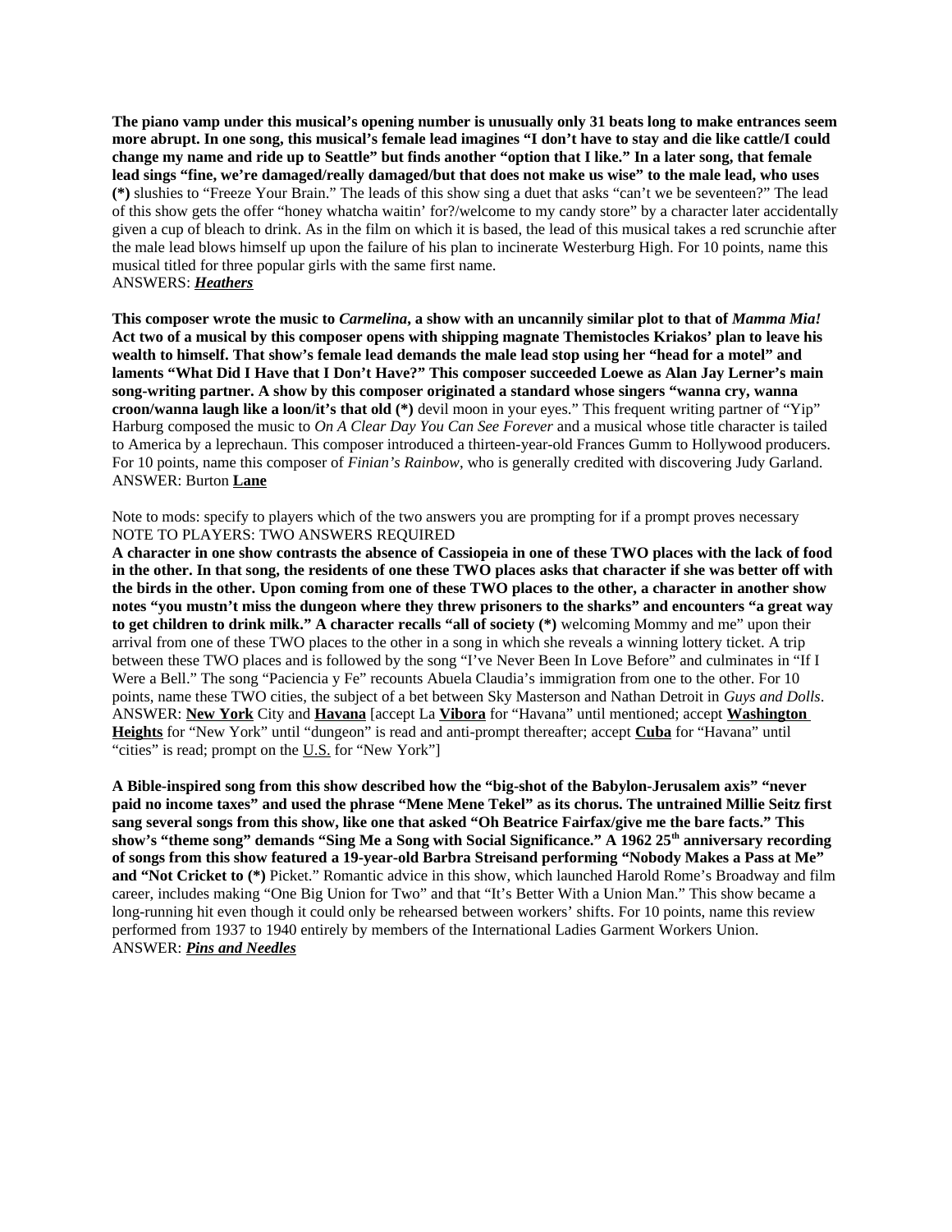**The piano vamp under this musical's opening number is unusually only 31 beats long to make entrances seem more abrupt. In one song, this musical's female lead imagines "I don't have to stay and die like cattle/I could change my name and ride up to Seattle" but finds another "option that I like." In a later song, that female lead sings "fine, we're damaged/really damaged/but that does not make us wise" to the male lead, who uses (*)** slushies to "Freeze Your Brain." The leads of this show sing a duet that asks "can't we be seventeen?" The lead of this show gets the offer "honey whatcha waitin' for?/welcome to my candy store" by a character later accidentally given a cup of bleach to drink. As in the film on which it is based, the lead of this musical takes a red scrunchie after the male lead blows himself up upon the failure of his plan to incinerate Westerburg High. For 10 points, name this musical titled for three popular girls with the same first name.
ANSWERS: ***<u>Heathers</u>***

**This composer wrote the music to *Carmelina*, a show with an uncannily similar plot to that of *Mamma Mia!* Act two of a musical by this composer opens with shipping magnate Themistocles Kriakos' plan to leave his wealth to himself. That show's female lead demands the male lead stop using her "head for a motel" and laments "What Did I Have that I Don't Have?" This composer succeeded Loewe as Alan Jay Lerner's main song-writing partner. A show by this composer originated a standard whose singers "wanna cry, wanna croon/wanna laugh like a loon/it's that old (*)** devil moon in your eyes." This frequent writing partner of "Yip" Harburg composed the music to *On A Clear Day You Can See Forever* and a musical whose title character is tailed to America by a leprechaun. This composer introduced a thirteen-year-old Frances Gumm to Hollywood producers. For 10 points, name this composer of *Finian's Rainbow*, who is generally credited with discovering Judy Garland.
ANSWER: Burton **<u>Lane</u>**

Note to mods: specify to players which of the two answers you are prompting for if a prompt proves necessary
NOTE TO PLAYERS: TWO ANSWERS REQUIRED
**A character in one show contrasts the absence of Cassiopeia in one of these TWO places with the lack of food in the other. In that song, the residents of one these TWO places asks that character if she was better off with the birds in the other. Upon coming from one of these TWO places to the other, a character in another show notes "you mustn't miss the dungeon where they threw prisoners to the sharks" and encounters "a great way to get children to drink milk." A character recalls "all of society (*)** welcoming Mommy and me" upon their arrival from one of these TWO places to the other in a song in which she reveals a winning lottery ticket. A trip between these TWO places and is followed by the song "I've Never Been In Love Before" and culminates in "If I Were a Bell." The song "Paciencia y Fe" recounts Abuela Claudia's immigration from one to the other. For 10 points, name these TWO cities, the subject of a bet between Sky Masterson and Nathan Detroit in *Guys and Dolls*.
ANSWER: **<u>New York</u>** City and **<u>Havana</u>** [accept La **<u>Vibora</u>** for "Havana" until mentioned; accept **<u>Washington Heights</u>** for "New York" until "dungeon" is read and anti-prompt thereafter; accept **<u>Cuba</u>** for "Havana" until "cities" is read; prompt on the <u>U.S.</u> for "New York"]

**A Bible-inspired song from this show described how the "big-shot of the Babylon-Jerusalem axis" "never paid no income taxes" and used the phrase "Mene Mene Tekel" as its chorus. The untrained Millie Seitz first sang several songs from this show, like one that asked "Oh Beatrice Fairfax/give me the bare facts." This show's "theme song" demands "Sing Me a Song with Social Significance." A 1962 25th anniversary recording of songs from this show featured a 19-year-old Barbra Streisand performing "Nobody Makes a Pass at Me" and "Not Cricket to (*)** Picket." Romantic advice in this show, which launched Harold Rome's Broadway and film career, includes making "One Big Union for Two" and that "It's Better With a Union Man." This show became a long-running hit even though it could only be rehearsed between workers' shifts. For 10 points, name this review performed from 1937 to 1940 entirely by members of the International Ladies Garment Workers Union.
ANSWER: ***<u>Pins and Needles</u>***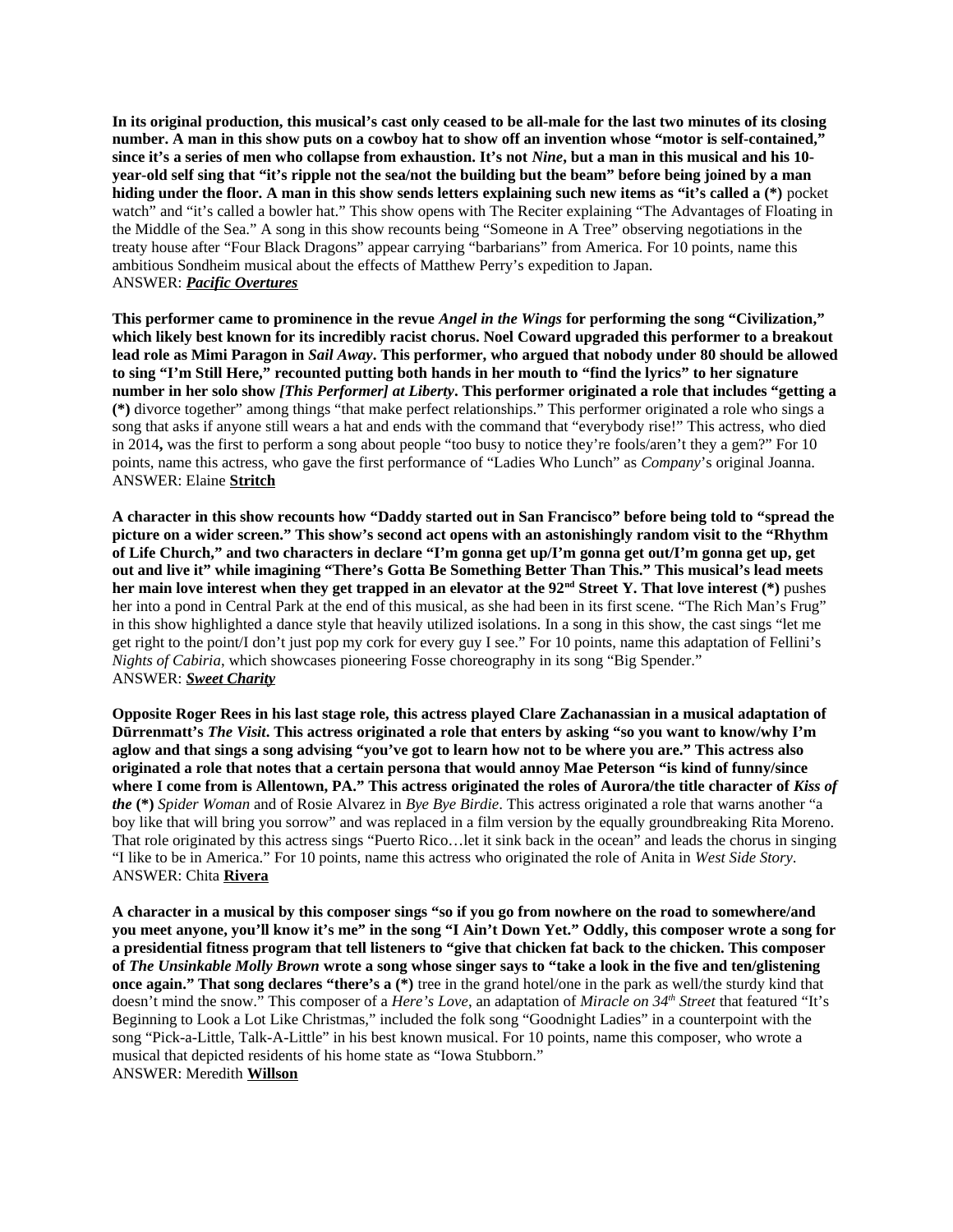**In its original production, this musical's cast only ceased to be all-male for the last two minutes of its closing number. A man in this show puts on a cowboy hat to show off an invention whose "motor is self-contained," since it's a series of men who collapse from exhaustion. It's not *Nine*, but a man in this musical and his 10-year-old self sing that "it's ripple not the sea/not the building but the beam" before being joined by a man hiding under the floor. A man in this show sends letters explaining such new items as "it's called a (*)** pocket watch" and "it's called a bowler hat." This show opens with The Reciter explaining "The Advantages of Floating in the Middle of the Sea." A song in this show recounts being "Someone in A Tree" observing negotiations in the treaty house after "Four Black Dragons" appear carrying "barbarians" from America. For 10 points, name this ambitious Sondheim musical about the effects of Matthew Perry's expedition to Japan.
ANSWER: ***<u>Pacific Overtures</u>***

**This performer came to prominence in the revue *Angel in the Wings* for performing the song "Civilization," which likely best known for its incredibly racist chorus. Noel Coward upgraded this performer to a breakout lead role as Mimi Paragon in *Sail Away*. This performer, who argued that nobody under 80 should be allowed to sing "I'm Still Here," recounted putting both hands in her mouth to "find the lyrics" to her signature number in her solo show *[This Performer] at Liberty*. This performer originated a role that includes "getting a (*)** divorce together" among things "that make perfect relationships." This performer originated a role who sings a song that asks if anyone still wears a hat and ends with the command that "everybody rise!" This actress, who died in 2014**,** was the first to perform a song about people "too busy to notice they're fools/aren't they a gem?" For 10 points, name this actress, who gave the first performance of "Ladies Who Lunch" as *Company*'s original Joanna.
ANSWER: Elaine **<u>Stritch</u>**

**A character in this show recounts how "Daddy started out in San Francisco" before being told to "spread the picture on a wider screen." This show's second act opens with an astonishingly random visit to the "Rhythm of Life Church," and two characters in declare "I'm gonna get up/I'm gonna get out/I'm gonna get up, get out and live it" while imagining "There's Gotta Be Something Better Than This." This musical's lead meets her main love interest when they get trapped in an elevator at the 92nd Street Y. That love interest (*)** pushes her into a pond in Central Park at the end of this musical, as she had been in its first scene. "The Rich Man's Frug" in this show highlighted a dance style that heavily utilized isolations. In a song in this show, the cast sings "let me get right to the point/I don't just pop my cork for every guy I see." For 10 points, name this adaptation of Fellini's *Nights of Cabiria*, which showcases pioneering Fosse choreography in its song "Big Spender."
ANSWER: ***<u>Sweet Charity</u>***

**Opposite Roger Rees in his last stage role, this actress played Clare Zachanassian in a musical adaptation of Dūrrenmatt's *The Visit*. This actress originated a role that enters by asking "so you want to know/why I'm aglow and that sings a song advising "you've got to learn how not to be where you are." This actress also originated a role that notes that a certain persona that would annoy Mae Peterson "is kind of funny/since where I come from is Allentown, PA." This actress originated the roles of Aurora/the title character of *Kiss of the* (*)** *Spider Woman* and of Rosie Alvarez in *Bye Bye Birdie*. This actress originated a role that warns another "a boy like that will bring you sorrow" and was replaced in a film version by the equally groundbreaking Rita Moreno. That role originated by this actress sings "Puerto Rico…let it sink back in the ocean" and leads the chorus in singing "I like to be in America." For 10 points, name this actress who originated the role of Anita in *West Side Story*.
ANSWER: Chita **<u>Rivera</u>**

**A character in a musical by this composer sings "so if you go from nowhere on the road to somewhere/and you meet anyone, you'll know it's me" in the song "I Ain't Down Yet." Oddly, this composer wrote a song for a presidential fitness program that tell listeners to "give that chicken fat back to the chicken. This composer of *The Unsinkable Molly Brown* wrote a song whose singer says to "take a look in the five and ten/glistening once again." That song declares "there's a (*)** tree in the grand hotel/one in the park as well/the sturdy kind that doesn't mind the snow." This composer of a *Here's Love*, an adaptation of *Miracle on 34th Street* that featured "It's Beginning to Look a Lot Like Christmas," included the folk song "Goodnight Ladies" in a counterpoint with the song "Pick-a-Little, Talk-A-Little" in his best known musical. For 10 points, name this composer, who wrote a musical that depicted residents of his home state as "Iowa Stubborn."
ANSWER: Meredith **<u>Willson</u>**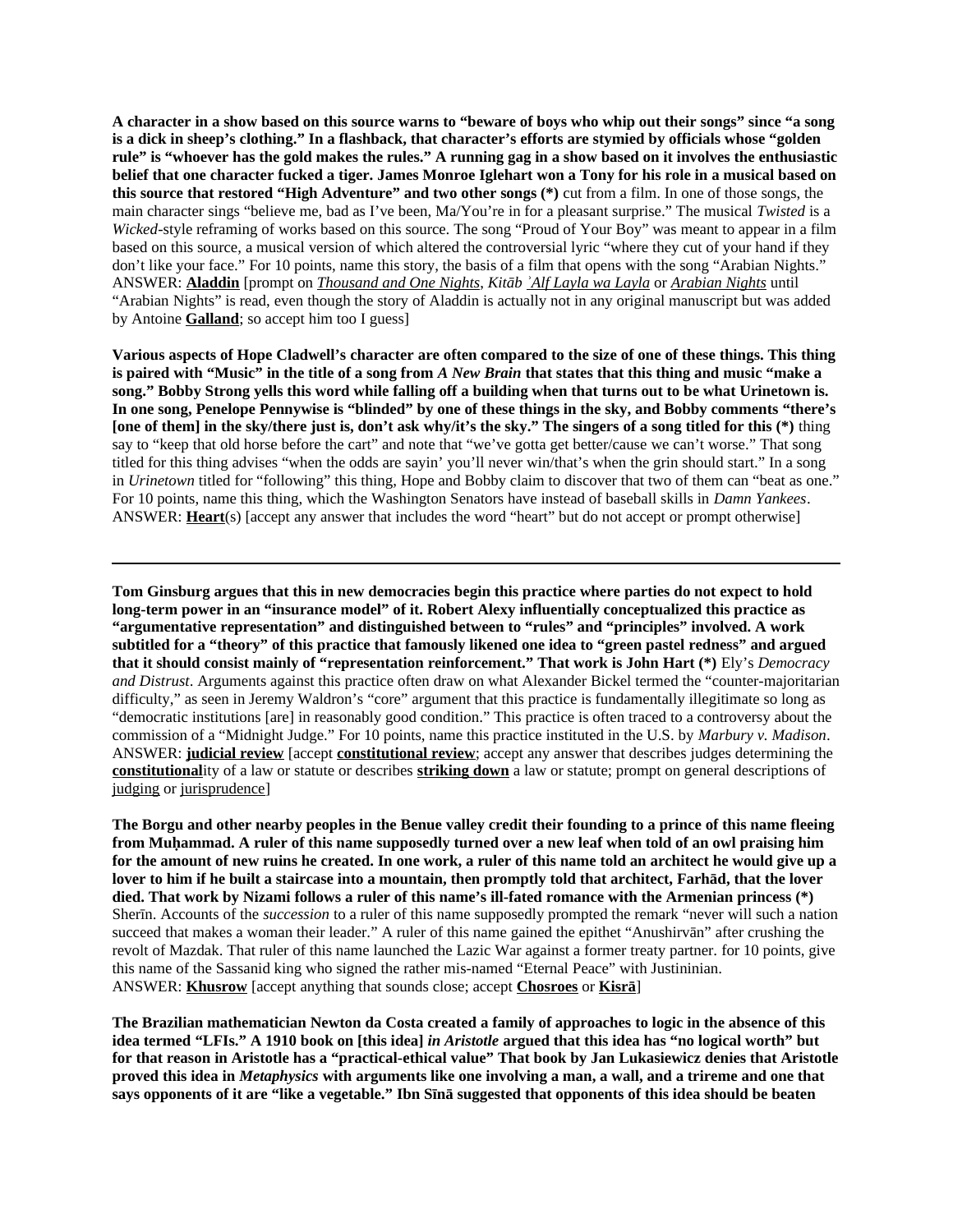**A character in a show based on this source warns to "beware of boys who whip out their songs" since "a song is a dick in sheep's clothing." In a flashback, that character's efforts are stymied by officials whose "golden rule" is "whoever has the gold makes the rules." A running gag in a show based on it involves the enthusiastic belief that one character fucked a tiger. James Monroe Iglehart won a Tony for his role in a musical based on this source that restored "High Adventure" and two other songs (*)** cut from a film. In one of those songs, the main character sings "believe me, bad as I've been, Ma/You're in for a pleasant surprise." The musical *Twisted* is a *Wicked*-style reframing of works based on this source. The song "Proud of Your Boy" was meant to appear in a film based on this source, a musical version of which altered the controversial lyric "where they cut of your hand if they don't like your face." For 10 points, name this story, the basis of a film that opens with the song "Arabian Nights."
ANSWER: **<u>Aladdin</u>** [prompt on *<u>Thousand and One Nights</u>*, *Kitāb <u>ʾAlf Layla wa Layla</u>* or *<u>Arabian Nights</u>* until "Arabian Nights" is read, even though the story of Aladdin is actually not in any original manuscript but was added by Antoine **<u>Galland</u>**; so accept him too I guess]

**Various aspects of Hope Cladwell's character are often compared to the size of one of these things. This thing is paired with "Music" in the title of a song from *A New Brain* that states that this thing and music "make a song." Bobby Strong yells this word while falling off a building when that turns out to be what Urinetown is. In one song, Penelope Pennywise is "blinded" by one of these things in the sky, and Bobby comments "there's [one of them] in the sky/there just is, don't ask why/it's the sky." The singers of a song titled for this (*)** thing say to "keep that old horse before the cart" and note that "we've gotta get better/cause we can't worse." That song titled for this thing advises "when the odds are sayin' you'll never win/that's when the grin should start." In a song in *Urinetown* titled for "following" this thing, Hope and Bobby claim to discover that two of them can "beat as one." For 10 points, name this thing, which the Washington Senators have instead of baseball skills in *Damn Yankees*.
ANSWER: **<u>Heart</u>**(s) [accept any answer that includes the word "heart" but do not accept or prompt otherwise]

---

**Tom Ginsburg argues that this in new democracies begin this practice where parties do not expect to hold long-term power in an "insurance model" of it. Robert Alexy influentially conceptualized this practice as "argumentative representation" and distinguished between to "rules" and "principles" involved. A work subtitled for a "theory" of this practice that famously likened one idea to "green pastel redness" and argued that it should consist mainly of "representation reinforcement." That work is John Hart (*)** Ely's *Democracy and Distrust*. Arguments against this practice often draw on what Alexander Bickel termed the "counter-majoritarian difficulty," as seen in Jeremy Waldron's "core" argument that this practice is fundamentally illegitimate so long as "democratic institutions [are] in reasonably good condition." This practice is often traced to a controversy about the commission of a "Midnight Judge." For 10 points, name this practice instituted in the U.S. by *Marbury v. Madison*.
ANSWER: **<u>judicial review</u>** [accept **<u>constitutional review</u>**; accept any answer that describes judges determining the **<u>constitutional</u>**ity of a law or statute or describes **<u>striking down</u>** a law or statute; prompt on general descriptions of <u>judging</u> or <u>jurisprudence</u>]

**The Borgu and other nearby peoples in the Benue valley credit their founding to a prince of this name fleeing from Muḥammad. A ruler of this name supposedly turned over a new leaf when told of an owl praising him for the amount of new ruins he created. In one work, a ruler of this name told an architect he would give up a lover to him if he built a staircase into a mountain, then promptly told that architect, Farhād, that the lover died. That work by Nizami follows a ruler of this name's ill-fated romance with the Armenian princess (*)** Sherīn. Accounts of the *succession* to a ruler of this name supposedly prompted the remark "never will such a nation succeed that makes a woman their leader." A ruler of this name gained the epithet "Anushirvān" after crushing the revolt of Mazdak. That ruler of this name launched the Lazic War against a former treaty partner. for 10 points, give this name of the Sassanid king who signed the rather mis-named "Eternal Peace" with Justininian.
ANSWER: **<u>Khusrow</u>** [accept anything that sounds close; accept **<u>Chosroes</u>** or **<u>Kisrā</u>**]

**The Brazilian mathematician Newton da Costa created a family of approaches to logic in the absence of this idea termed "LFIs." A 1910 book on [this idea] *in Aristotle* argued that this idea has "no logical worth" but for that reason in Aristotle has a "practical-ethical value" That book by Jan Lukasiewicz denies that Aristotle proved this idea in *Metaphysics* with arguments like one involving a man, a wall, and a trireme and one that says opponents of it are "like a vegetable." Ibn Sīnā suggested that opponents of this idea should be beaten**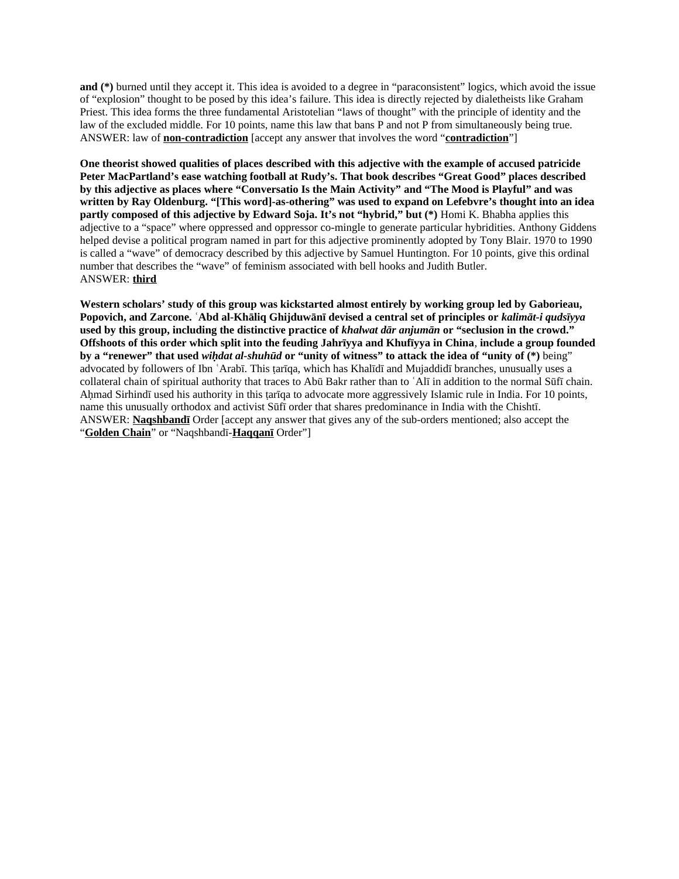**and (*)** burned until they accept it. This idea is avoided to a degree in "paraconsistent" logics, which avoid the issue of "explosion" thought to be posed by this idea's failure. This idea is directly rejected by dialetheists like Graham Priest. This idea forms the three fundamental Aristotelian "laws of thought" with the principle of identity and the law of the excluded middle. For 10 points, name this law that bans P and not P from simultaneously being true.
ANSWER: law of **non-contradiction** [accept any answer that involves the word "**contradiction**"]

**One theorist showed qualities of places described with this adjective with the example of accused patricide Peter MacPartland's ease watching football at Rudy's. That book describes "Great Good" places described by this adjective as places where "Conversatio Is the Main Activity" and "The Mood is Playful" and was written by Ray Oldenburg. "[This word]-as-othering" was used to expand on Lefebvre's thought into an idea partly composed of this adjective by Edward Soja. It's not "hybrid," but (*)** Homi K. Bhabha applies this adjective to a "space" where oppressed and oppressor co-mingle to generate particular hybridities. Anthony Giddens helped devise a political program named in part for this adjective prominently adopted by Tony Blair. 1970 to 1990 is called a "wave" of democracy described by this adjective by Samuel Huntington. For 10 points, give this ordinal number that describes the "wave" of feminism associated with bell hooks and Judith Butler.
ANSWER: **third**

**Western scholars' study of this group was kickstarted almost entirely by working group led by Gaborieau, Popovich, and Zarcone. ʿAbd al-Khāliq Ghijduwānī devised a central set of principles or *kalimāt-i qudsīyya* used by this group, including the distinctive practice of *khalwat dār anjumān* or "seclusion in the crowd." Offshoots of this order which split into the feuding Jahrīyya and Khufīyya in China, include a group founded by a "renewer" that used *wiḥdat al-shuhūd* or "unity of witness" to attack the idea of "unity of (*)** being" advocated by followers of Ibn ʿArabī. This ṭarīqa, which has Khalīdī and Mujaddidī branches, unusually uses a collateral chain of spiritual authority that traces to Abū Bakr rather than to ʿAlī in addition to the normal Sūfī chain. Aḥmad Sirhindī used his authority in this ṭarīqa to advocate more aggressively Islamic rule in India. For 10 points, name this unusually orthodox and activist Sūfī order that shares predominance in India with the Chishtī.
ANSWER: **Naqshbandī** Order [accept any answer that gives any of the sub-orders mentioned; also accept the "**Golden Chain**" or "Naqshbandī-**Haqqanī** Order"]